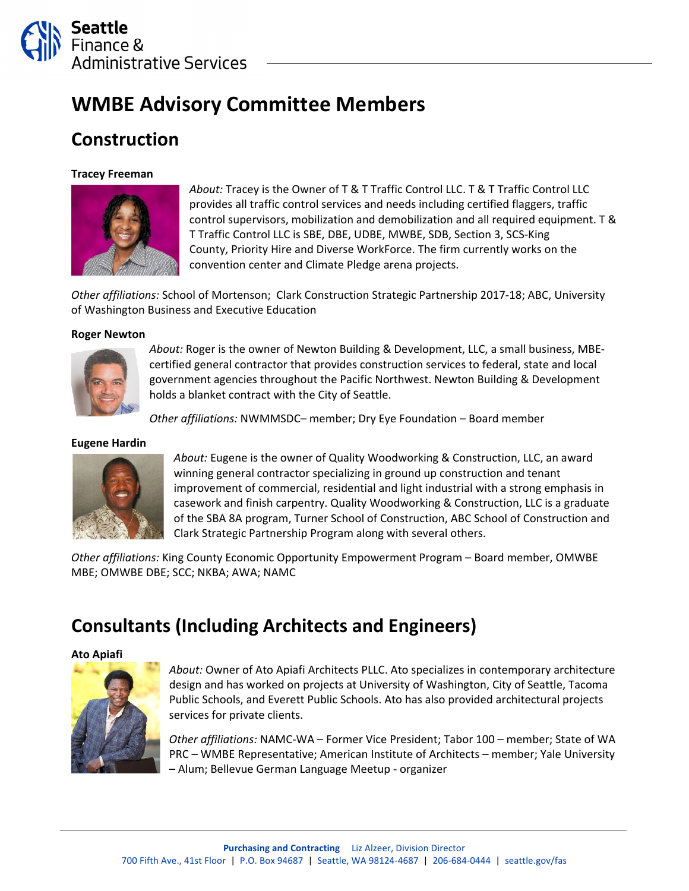# WMBE Advisory Committee Members

## Construction

**Tracey Freeman**

*About:* Tracey is the Owner of T & T Traffic Control LLC. T & T Traffic Control LLC provides all traffic control services and needs including certified flaggers, traffic control supervisors, mobilization and demobilization and all required equipment. T & T Traffic Control LLC is SBE, DBE, UDBE, MWBE, SDB, Section 3, SCS-King County, Priority Hire and Diverse WorkForce. The firm currently works on the convention center and Climate Pledge arena projects.

*Other affiliations:* School of Mortenson; Clark Construction Strategic Partnership 2017-18; ABC, University of Washington Business and Executive Education

**Roger Newton**

*About:* Roger is the owner of Newton Building & Development, LLC, a small business, MBE-certified general contractor that provides construction services to federal, state and local government agencies throughout the Pacific Northwest. Newton Building & Development holds a blanket contract with the City of Seattle.

*Other affiliations:* NWMMSDC– member; Dry Eye Foundation – Board member

**Eugene Hardin**

*About:* Eugene is the owner of Quality Woodworking & Construction, LLC, an award winning general contractor specializing in ground up construction and tenant improvement of commercial, residential and light industrial with a strong emphasis in casework and finish carpentry. Quality Woodworking & Construction, LLC is a graduate of the SBA 8A program, Turner School of Construction, ABC School of Construction and Clark Strategic Partnership Program along with several others.

*Other affiliations:* King County Economic Opportunity Empowerment Program – Board member, OMWBE MBE; OMWBE DBE; SCC; NKBA; AWA; NAMC

## Consultants (Including Architects and Engineers)

**Ato Apiafi**

*About:* Owner of Ato Apiafi Architects PLLC. Ato specializes in contemporary architecture design and has worked on projects at University of Washington, City of Seattle, Tacoma Public Schools, and Everett Public Schools. Ato has also provided architectural projects services for private clients.

*Other affiliations:* NAMC-WA – Former Vice President; Tabor 100 – member; State of WA PRC – WMBE Representative; American Institute of Architects – member; Yale University – Alum; Bellevue German Language Meetup - organizer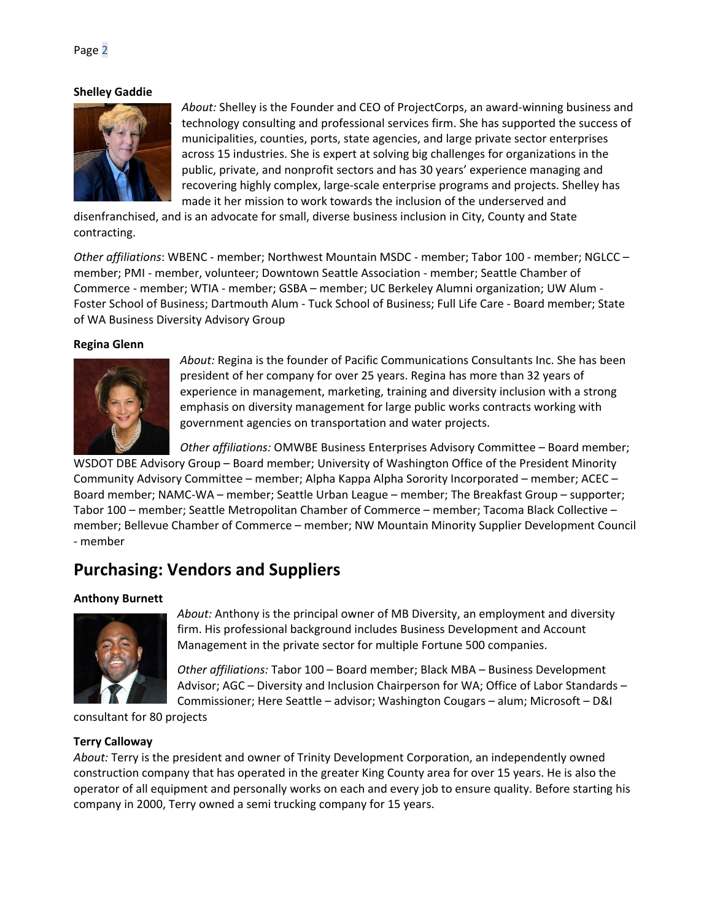**Shelley Gaddie**

*About:* Shelley is the Founder and CEO of ProjectCorps, an award-winning business and technology consulting and professional services firm. She has supported the success of municipalities, counties, ports, state agencies, and large private sector enterprises across 15 industries. She is expert at solving big challenges for organizations in the public, private, and nonprofit sectors and has 30 years' experience managing and recovering highly complex, large-scale enterprise programs and projects. Shelley has made it her mission to work towards the inclusion of the underserved and disenfranchised, and is an advocate for small, diverse business inclusion in City, County and State contracting.

*Other affiliations*: WBENC - member; Northwest Mountain MSDC - member; Tabor 100 - member; NGLCC – member; PMI - member, volunteer; Downtown Seattle Association - member; Seattle Chamber of Commerce - member; WTIA - member; GSBA – member; UC Berkeley Alumni organization; UW Alum - Foster School of Business; Dartmouth Alum - Tuck School of Business; Full Life Care - Board member; State of WA Business Diversity Advisory Group

**Regina Glenn**

*About:* Regina is the founder of Pacific Communications Consultants Inc. She has been president of her company for over 25 years. Regina has more than 32 years of experience in management, marketing, training and diversity inclusion with a strong emphasis on diversity management for large public works contracts working with government agencies on transportation and water projects.

*Other affiliations:* OMWBE Business Enterprises Advisory Committee – Board member; WSDOT DBE Advisory Group – Board member; University of Washington Office of the President Minority Community Advisory Committee – member; Alpha Kappa Alpha Sorority Incorporated – member; ACEC – Board member; NAMC-WA – member; Seattle Urban League – member; The Breakfast Group – supporter; Tabor 100 – member; Seattle Metropolitan Chamber of Commerce – member; Tacoma Black Collective – member; Bellevue Chamber of Commerce – member; NW Mountain Minority Supplier Development Council - member

## Purchasing: Vendors and Suppliers

**Anthony Burnett**

*About:* Anthony is the principal owner of MB Diversity, an employment and diversity firm. His professional background includes Business Development and Account Management in the private sector for multiple Fortune 500 companies.

*Other affiliations:* Tabor 100 – Board member; Black MBA – Business Development Advisor; AGC – Diversity and Inclusion Chairperson for WA; Office of Labor Standards – Commissioner; Here Seattle – advisor; Washington Cougars – alum; Microsoft – D&I consultant for 80 projects

**Terry Calloway**

*About:* Terry is the president and owner of Trinity Development Corporation, an independently owned construction company that has operated in the greater King County area for over 15 years. He is also the operator of all equipment and personally works on each and every job to ensure quality. Before starting his company in 2000, Terry owned a semi trucking company for 15 years.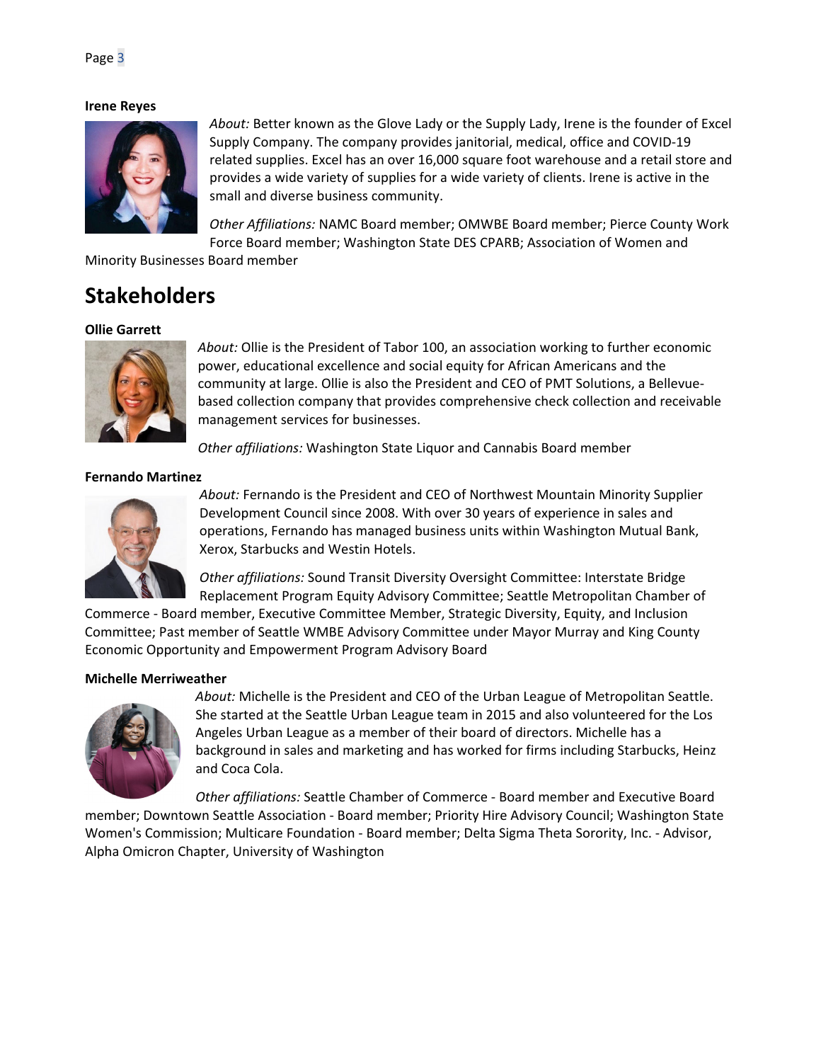**Irene Reyes**

*About:* Better known as the Glove Lady or the Supply Lady, Irene is the founder of Excel Supply Company. The company provides janitorial, medical, office and COVID-19 related supplies. Excel has an over 16,000 square foot warehouse and a retail store and provides a wide variety of supplies for a wide variety of clients. Irene is active in the small and diverse business community.

*Other Affiliations:* NAMC Board member; OMWBE Board member; Pierce County Work Force Board member; Washington State DES CPARB; Association of Women and Minority Businesses Board member

# Stakeholders

**Ollie Garrett**

*About:* Ollie is the President of Tabor 100, an association working to further economic power, educational excellence and social equity for African Americans and the community at large. Ollie is also the President and CEO of PMT Solutions, a Bellevue-based collection company that provides comprehensive check collection and receivable management services for businesses.

*Other affiliations:* Washington State Liquor and Cannabis Board member

**Fernando Martinez**

*About:* Fernando is the President and CEO of Northwest Mountain Minority Supplier Development Council since 2008. With over 30 years of experience in sales and operations, Fernando has managed business units within Washington Mutual Bank, Xerox, Starbucks and Westin Hotels.

*Other affiliations:* Sound Transit Diversity Oversight Committee: Interstate Bridge Replacement Program Equity Advisory Committee; Seattle Metropolitan Chamber of Commerce - Board member, Executive Committee Member, Strategic Diversity, Equity, and Inclusion Committee; Past member of Seattle WMBE Advisory Committee under Mayor Murray and King County Economic Opportunity and Empowerment Program Advisory Board

**Michelle Merriweather**

*About:* Michelle is the President and CEO of the Urban League of Metropolitan Seattle. She started at the Seattle Urban League team in 2015 and also volunteered for the Los Angeles Urban League as a member of their board of directors. Michelle has a background in sales and marketing and has worked for firms including Starbucks, Heinz and Coca Cola.

*Other affiliations:* Seattle Chamber of Commerce - Board member and Executive Board member; Downtown Seattle Association - Board member; Priority Hire Advisory Council; Washington State Women's Commission; Multicare Foundation - Board member; Delta Sigma Theta Sorority, Inc. - Advisor, Alpha Omicron Chapter, University of Washington